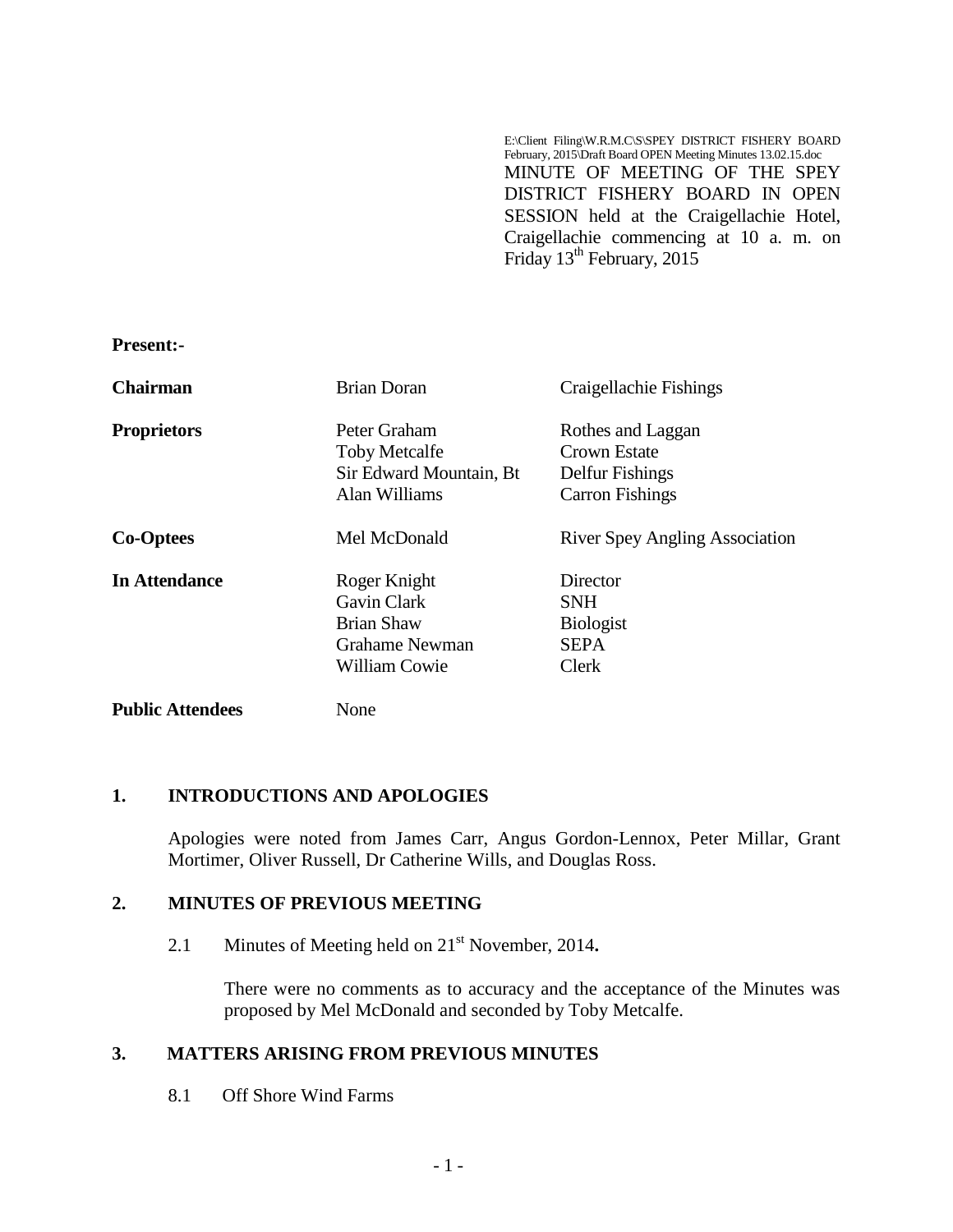E:\Client Filing\W.R.M.C\S\SPEY DISTRICT FISHERY BOARD February, 2015\Draft Board OPEN Meeting Minutes 13.02.15.doc

MINUTE OF MEETING OF THE SPEY DISTRICT FISHERY BOARD IN OPEN SESSION held at the Craigellachie Hotel, Craigellachie commencing at 10 a. m. on Friday 13th February, 2015

**Present:-**

| | | |
|---|---|---|
| **Chairman** | Brian Doran | Craigellachie Fishings |
| **Proprietors** | Peter Graham | Rothes and Laggan |
| | Toby Metcalfe | Crown Estate |
| | Sir Edward Mountain, Bt | Delfur Fishings |
| | Alan Williams | Carron Fishings |
| **Co-Optees** | Mel McDonald | River Spey Angling Association |
| **In Attendance** | Roger Knight | Director |
| | Gavin Clark | SNH |
| | Brian Shaw | Biologist |
| | Grahame Newman | SEPA |
| | William Cowie | Clerk |
| **Public Attendees** | None | |

## 1. INTRODUCTIONS AND APOLOGIES

Apologies were noted from James Carr, Angus Gordon-Lennox, Peter Millar, Grant Mortimer, Oliver Russell, Dr Catherine Wills, and Douglas Ross.

## 2. MINUTES OF PREVIOUS MEETING

2.1 Minutes of Meeting held on 21st November, 2014**.**

There were no comments as to accuracy and the acceptance of the Minutes was proposed by Mel McDonald and seconded by Toby Metcalfe.

## 3. MATTERS ARISING FROM PREVIOUS MINUTES

8.1 Off Shore Wind Farms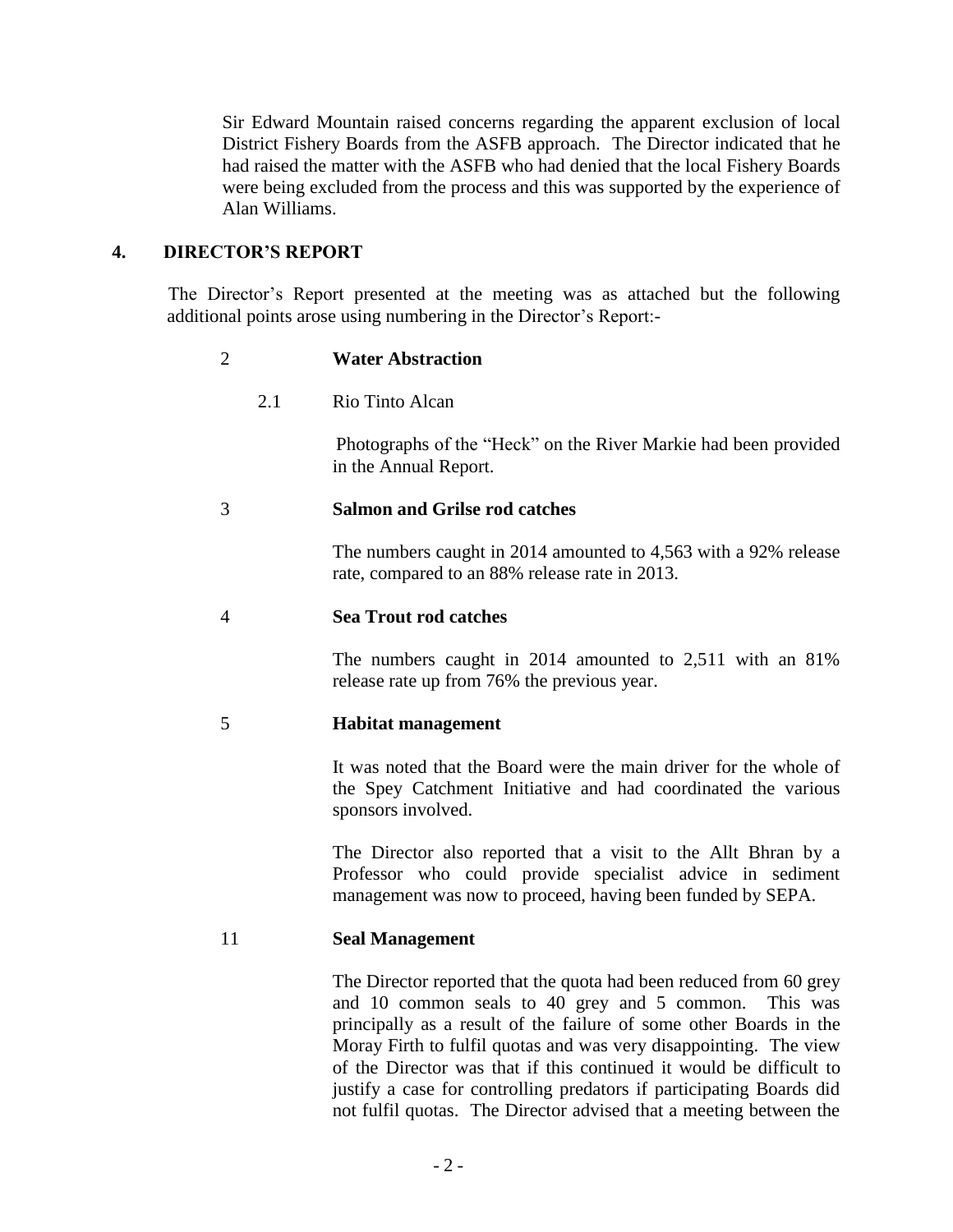Sir Edward Mountain raised concerns regarding the apparent exclusion of local District Fishery Boards from the ASFB approach. The Director indicated that he had raised the matter with the ASFB who had denied that the local Fishery Boards were being excluded from the process and this was supported by the experience of Alan Williams.

## 4. DIRECTOR'S REPORT

The Director's Report presented at the meeting was as attached but the following additional points arose using numbering in the Director's Report:-

**2 Water Abstraction**

2.1 Rio Tinto Alcan

Photographs of the "Heck" on the River Markie had been provided in the Annual Report.

**3 Salmon and Grilse rod catches**

The numbers caught in 2014 amounted to 4,563 with a 92% release rate, compared to an 88% release rate in 2013.

**4 Sea Trout rod catches**

The numbers caught in 2014 amounted to 2,511 with an 81% release rate up from 76% the previous year.

**5 Habitat management**

It was noted that the Board were the main driver for the whole of the Spey Catchment Initiative and had coordinated the various sponsors involved.

The Director also reported that a visit to the Allt Bhran by a Professor who could provide specialist advice in sediment management was now to proceed, having been funded by SEPA.

**11 Seal Management**

The Director reported that the quota had been reduced from 60 grey and 10 common seals to 40 grey and 5 common. This was principally as a result of the failure of some other Boards in the Moray Firth to fulfil quotas and was very disappointing. The view of the Director was that if this continued it would be difficult to justify a case for controlling predators if participating Boards did not fulfil quotas. The Director advised that a meeting between the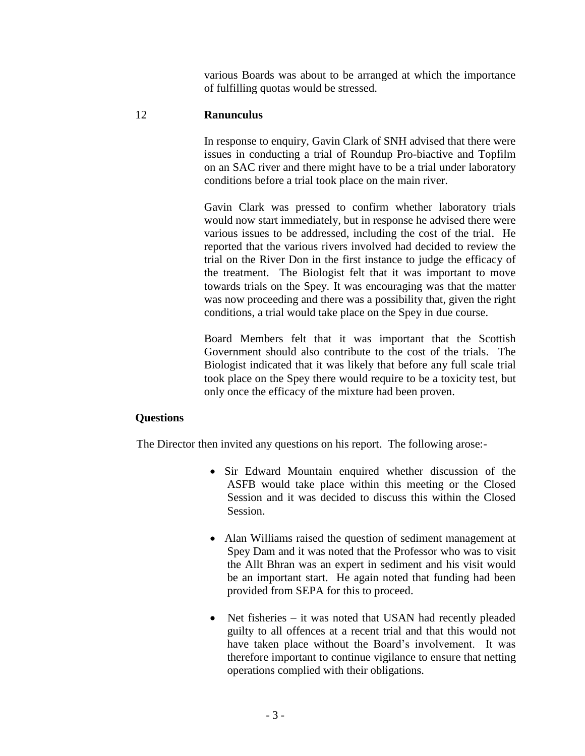various Boards was about to be arranged at which the importance of fulfilling quotas would be stressed.

## 12 Ranunculus

In response to enquiry, Gavin Clark of SNH advised that there were issues in conducting a trial of Roundup Pro-biactive and Topfilm on an SAC river and there might have to be a trial under laboratory conditions before a trial took place on the main river.

Gavin Clark was pressed to confirm whether laboratory trials would now start immediately, but in response he advised there were various issues to be addressed, including the cost of the trial. He reported that the various rivers involved had decided to review the trial on the River Don in the first instance to judge the efficacy of the treatment. The Biologist felt that it was important to move towards trials on the Spey. It was encouraging was that the matter was now proceeding and there was a possibility that, given the right conditions, a trial would take place on the Spey in due course.

Board Members felt that it was important that the Scottish Government should also contribute to the cost of the trials. The Biologist indicated that it was likely that before any full scale trial took place on the Spey there would require to be a toxicity test, but only once the efficacy of the mixture had been proven.

## Questions

The Director then invited any questions on his report. The following arose:-

- Sir Edward Mountain enquired whether discussion of the ASFB would take place within this meeting or the Closed Session and it was decided to discuss this within the Closed Session.
- Alan Williams raised the question of sediment management at Spey Dam and it was noted that the Professor who was to visit the Allt Bhran was an expert in sediment and his visit would be an important start. He again noted that funding had been provided from SEPA for this to proceed.
- Net fisheries – it was noted that USAN had recently pleaded guilty to all offences at a recent trial and that this would not have taken place without the Board's involvement. It was therefore important to continue vigilance to ensure that netting operations complied with their obligations.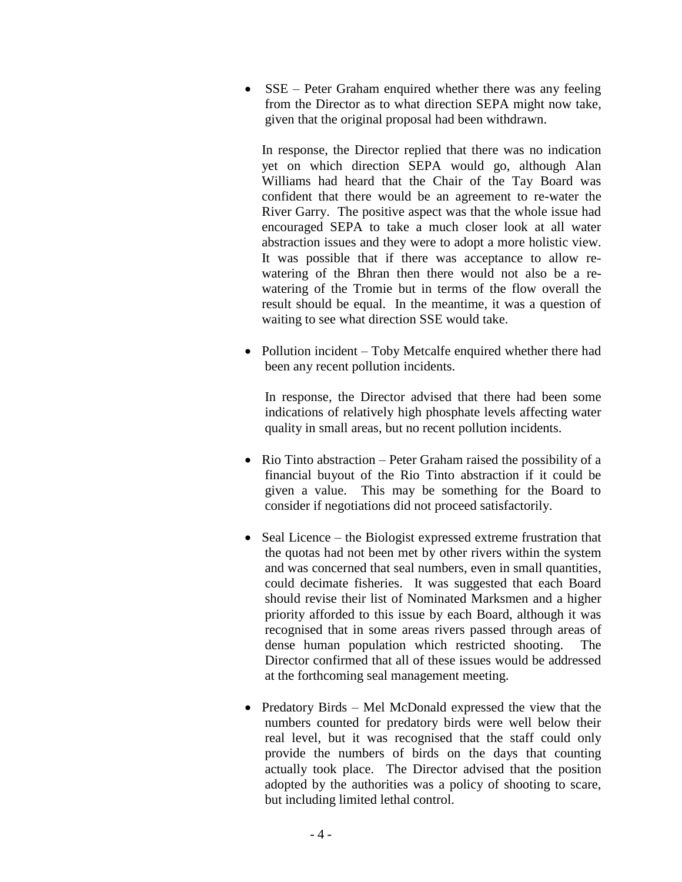- SSE – Peter Graham enquired whether there was any feeling from the Director as to what direction SEPA might now take, given that the original proposal had been withdrawn.

  In response, the Director replied that there was no indication yet on which direction SEPA would go, although Alan Williams had heard that the Chair of the Tay Board was confident that there would be an agreement to re-water the River Garry. The positive aspect was that the whole issue had encouraged SEPA to take a much closer look at all water abstraction issues and they were to adopt a more holistic view. It was possible that if there was acceptance to allow re-watering of the Bhran then there would not also be a re-watering of the Tromie but in terms of the flow overall the result should be equal. In the meantime, it was a question of waiting to see what direction SSE would take.

- Pollution incident – Toby Metcalfe enquired whether there had been any recent pollution incidents.

  In response, the Director advised that there had been some indications of relatively high phosphate levels affecting water quality in small areas, but no recent pollution incidents.

- Rio Tinto abstraction – Peter Graham raised the possibility of a financial buyout of the Rio Tinto abstraction if it could be given a value. This may be something for the Board to consider if negotiations did not proceed satisfactorily.

- Seal Licence – the Biologist expressed extreme frustration that the quotas had not been met by other rivers within the system and was concerned that seal numbers, even in small quantities, could decimate fisheries. It was suggested that each Board should revise their list of Nominated Marksmen and a higher priority afforded to this issue by each Board, although it was recognised that in some areas rivers passed through areas of dense human population which restricted shooting. The Director confirmed that all of these issues would be addressed at the forthcoming seal management meeting.

- Predatory Birds – Mel McDonald expressed the view that the numbers counted for predatory birds were well below their real level, but it was recognised that the staff could only provide the numbers of birds on the days that counting actually took place. The Director advised that the position adopted by the authorities was a policy of shooting to scare, but including limited lethal control.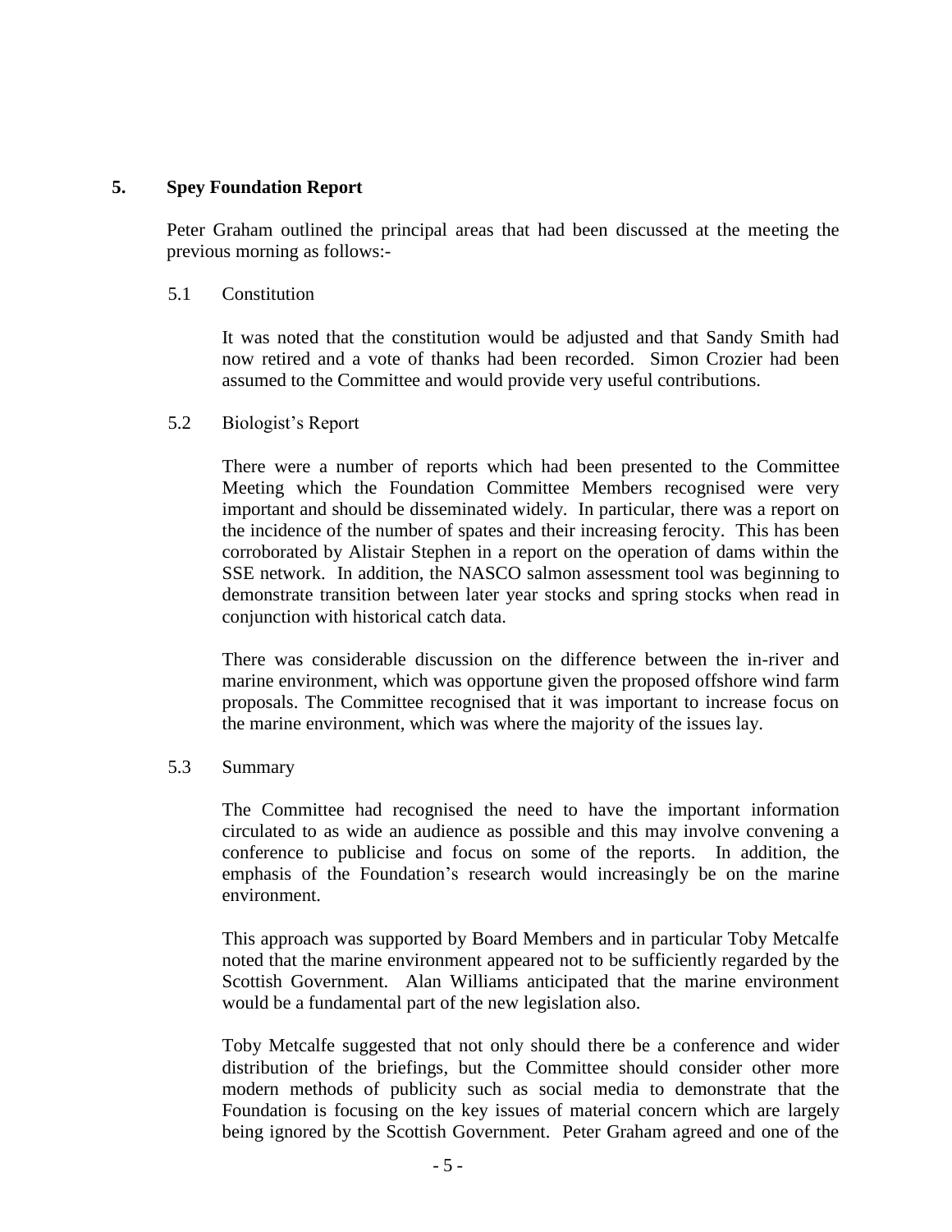## 5. Spey Foundation Report

Peter Graham outlined the principal areas that had been discussed at the meeting the previous morning as follows:-

### 5.1 Constitution

It was noted that the constitution would be adjusted and that Sandy Smith had now retired and a vote of thanks had been recorded. Simon Crozier had been assumed to the Committee and would provide very useful contributions.

### 5.2 Biologist's Report

There were a number of reports which had been presented to the Committee Meeting which the Foundation Committee Members recognised were very important and should be disseminated widely. In particular, there was a report on the incidence of the number of spates and their increasing ferocity. This has been corroborated by Alistair Stephen in a report on the operation of dams within the SSE network. In addition, the NASCO salmon assessment tool was beginning to demonstrate transition between later year stocks and spring stocks when read in conjunction with historical catch data.

There was considerable discussion on the difference between the in-river and marine environment, which was opportune given the proposed offshore wind farm proposals. The Committee recognised that it was important to increase focus on the marine environment, which was where the majority of the issues lay.

### 5.3 Summary

The Committee had recognised the need to have the important information circulated to as wide an audience as possible and this may involve convening a conference to publicise and focus on some of the reports. In addition, the emphasis of the Foundation's research would increasingly be on the marine environment.

This approach was supported by Board Members and in particular Toby Metcalfe noted that the marine environment appeared not to be sufficiently regarded by the Scottish Government. Alan Williams anticipated that the marine environment would be a fundamental part of the new legislation also.

Toby Metcalfe suggested that not only should there be a conference and wider distribution of the briefings, but the Committee should consider other more modern methods of publicity such as social media to demonstrate that the Foundation is focusing on the key issues of material concern which are largely being ignored by the Scottish Government. Peter Graham agreed and one of the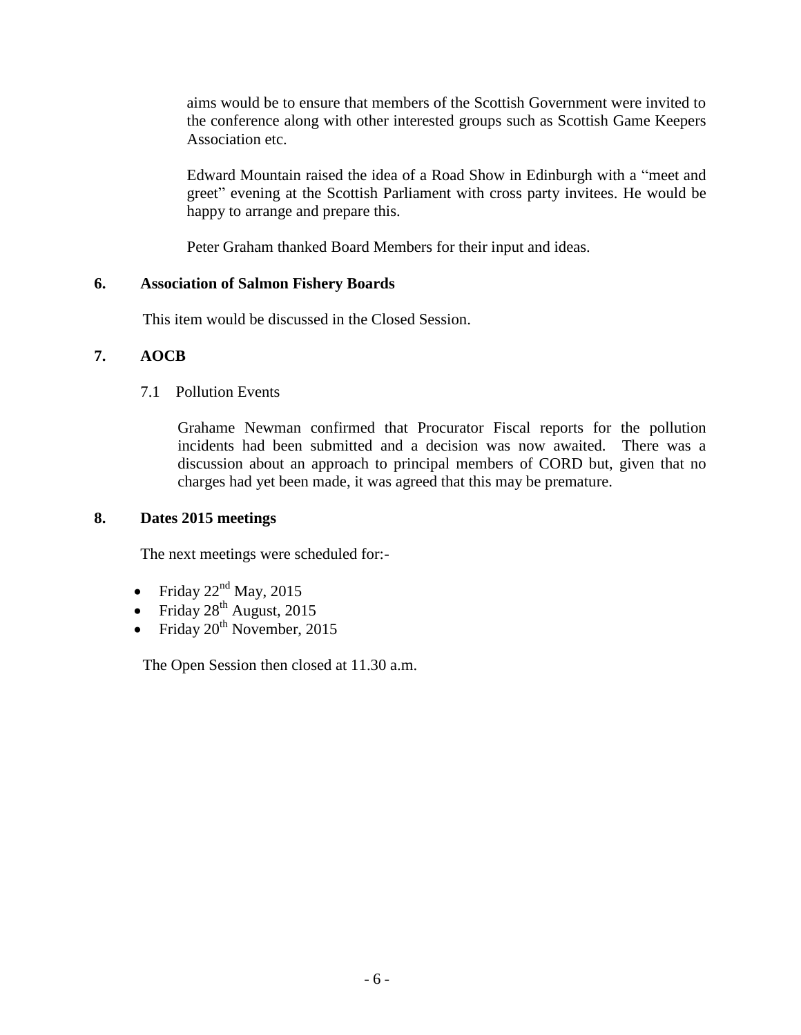aims would be to ensure that members of the Scottish Government were invited to the conference along with other interested groups such as Scottish Game Keepers Association etc.

Edward Mountain raised the idea of a Road Show in Edinburgh with a "meet and greet" evening at the Scottish Parliament with cross party invitees. He would be happy to arrange and prepare this.

Peter Graham thanked Board Members for their input and ideas.

**6. Association of Salmon Fishery Boards**

This item would be discussed in the Closed Session.

**7. AOCB**

7.1 Pollution Events

Grahame Newman confirmed that Procurator Fiscal reports for the pollution incidents had been submitted and a decision was now awaited. There was a discussion about an approach to principal members of CORD but, given that no charges had yet been made, it was agreed that this may be premature.

**8. Dates 2015 meetings**

The next meetings were scheduled for:-

- Friday 22nd May, 2015
- Friday 28th August, 2015
- Friday 20th November, 2015

The Open Session then closed at 11.30 a.m.